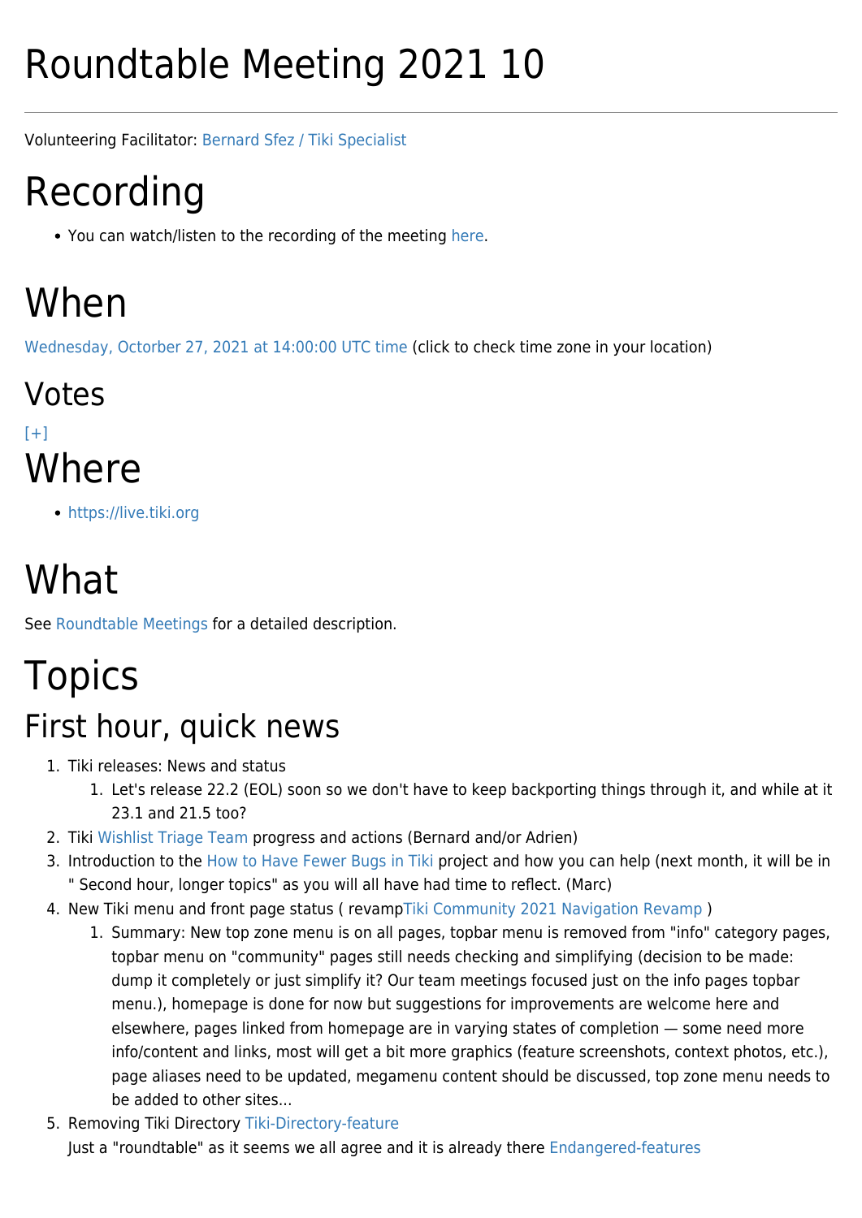# Roundtable Meeting 2021 10

---

Volunteering Facilitator: Bernard Sfez / Tiki Specialist

# Recording

- You can watch/listen to the recording of the meeting here.

# When

Wednesday, Octorber 27, 2021 at 14:00:00 UTC time (click to check time zone in your location)

## Votes

[+]

# Where

- https://live.tiki.org

# What

See Roundtable Meetings for a detailed description.

# Topics

## First hour, quick news

1. Tiki releases: News and status
   1. Let's release 22.2 (EOL) soon so we don't have to keep backporting things through it, and while at it 23.1 and 21.5 too?
2. Tiki Wishlist Triage Team progress and actions (Bernard and/or Adrien)
3. Introduction to the How to Have Fewer Bugs in Tiki project and how you can help (next month, it will be in " Second hour, longer topics" as you will all have had time to reflect. (Marc)
4. New Tiki menu and front page status ( revampTiki Community 2021 Navigation Revamp )
   1. Summary: New top zone menu is on all pages, topbar menu is removed from "info" category pages, topbar menu on "community" pages still needs checking and simplifying (decision to be made: dump it completely or just simplify it? Our team meetings focused just on the info pages topbar menu.), homepage is done for now but suggestions for improvements are welcome here and elsewhere, pages linked from homepage are in varying states of completion — some need more info/content and links, most will get a bit more graphics (feature screenshots, context photos, etc.), page aliases need to be updated, megamenu content should be discussed, top zone menu needs to be added to other sites...
5. Removing Tiki Directory Tiki-Directory-feature
   Just a "roundtable" as it seems we all agree and it is already there Endangered-features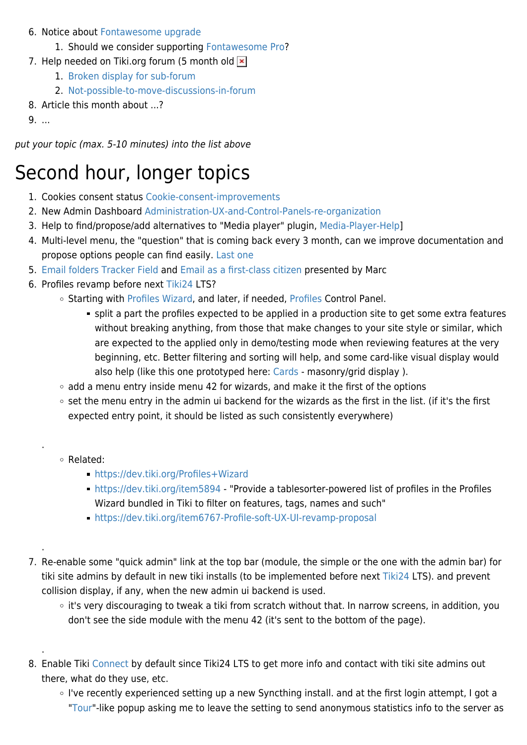6. Notice about Fontawesome upgrade
    1. Should we consider supporting Fontawesome Pro?
7. Help needed on Tiki.org forum (5 month old
    1. Broken display for sub-forum
    2. Not-possible-to-move-discussions-in-forum
8. Article this month about ...?
9. ...

*put your topic (max. 5-10 minutes) into the list above*

# Second hour, longer topics

1. Cookies consent status Cookie-consent-improvements
2. New Admin Dashboard Administration-UX-and-Control-Panels-re-organization
3. Help to find/propose/add alternatives to "Media player" plugin, Media-Player-Help]
4. Multi-level menu, the "question" that is coming back every 3 month, can we improve documentation and propose options people can find easily. Last one
5. Email folders Tracker Field and Email as a first-class citizen presented by Marc
6. Profiles revamp before next Tiki24 LTS?
    - Starting with Profiles Wizard, and later, if needed, Profiles Control Panel.
        - split a part the profiles expected to be applied in a production site to get some extra features without breaking anything, from those that make changes to your site style or similar, which are expected to the applied only in demo/testing mode when reviewing features at the very beginning, etc. Better filtering and sorting will help, and some card-like visual display would also help (like this one prototyped here: Cards - masonry/grid display ).
    - add a menu entry inside menu 42 for wizards, and make it the first of the options
    - set the menu entry in the admin ui backend for the wizards as the first in the list. (if it's the first expected entry point, it should be listed as such consistently everywhere)

    .
    - Related:
        - https://dev.tiki.org/Profiles+Wizard
        - https://dev.tiki.org/item5894 - "Provide a tablesorter-powered list of profiles in the Profiles Wizard bundled in Tiki to filter on features, tags, names and such"
        - https://dev.tiki.org/item6767-Profile-soft-UX-UI-revamp-proposal

    .
7. Re-enable some "quick admin" link at the top bar (module, the simple or the one with the admin bar) for tiki site admins by default in new tiki installs (to be implemented before next Tiki24 LTS). and prevent collision display, if any, when the new admin ui backend is used.
    - it's very discouraging to tweak a tiki from scratch without that. In narrow screens, in addition, you don't see the side module with the menu 42 (it's sent to the bottom of the page).

    .
8. Enable Tiki Connect by default since Tiki24 LTS to get more info and contact with tiki site admins out there, what do they use, etc.
    - I've recently experienced setting up a new Syncthing install. and at the first login attempt, I got a "Tour"-like popup asking me to leave the setting to send anonymous statistics info to the server as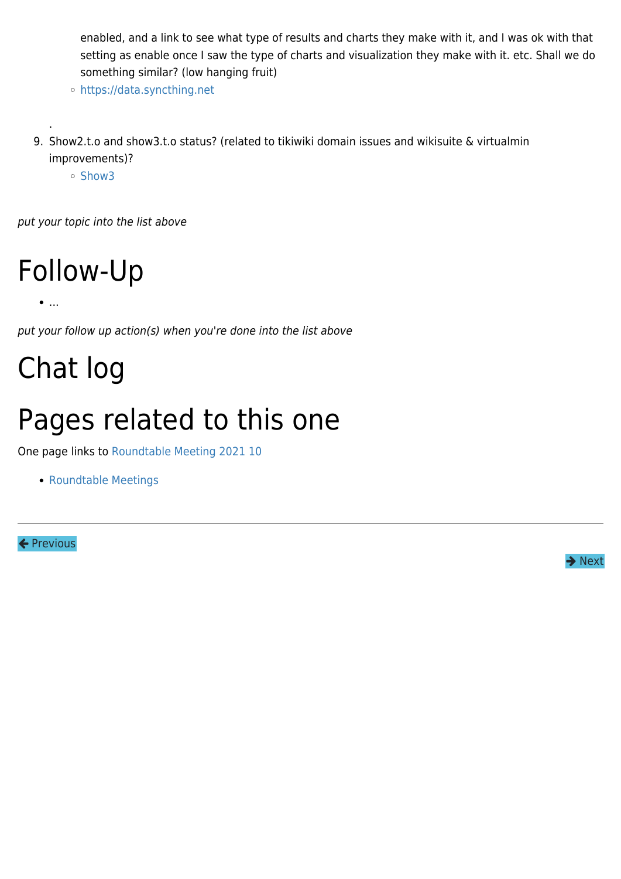enabled, and a link to see what type of results and charts they make with it, and I was ok with that setting as enable once I saw the type of charts and visualization they make with it. etc. Shall we do something similar? (low hanging fruit)
    - https://data.syncthing.net

.

9. Show2.t.o and show3.t.o status? (related to tikiwiki domain issues and wikisuite & virtualmin improvements)?
    - Show3

*put your topic into the list above*

# Follow-Up

- ...

*put your follow up action(s) when you're done into the list above*

# Chat log

# Pages related to this one

One page links to Roundtable Meeting 2021 10

- Roundtable Meetings

---

Previous

Next